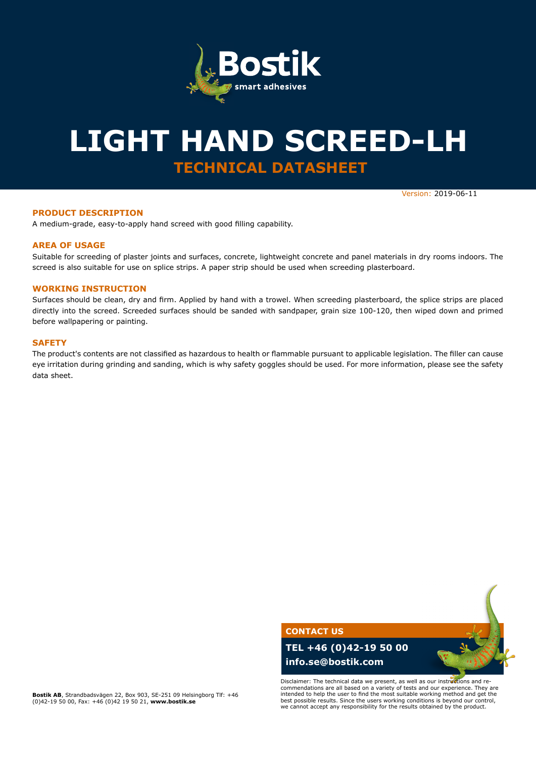# LIGHT HAND SCREED-LH

## TECHNICAL DATASHEET

Version: 2019-06-11

### PRODUCT DESCRIPTION

A medium-grade, easy-to-apply hand screed with good filling capability.

### AREA OF USAGE

Suitable for screeding of plaster joints and surfaces, concrete, lightweight concrete and panel materials in dry rooms indoors. The screed is also suitable for use on splice strips. A paper strip should be used when screeding plasterboard.

### WORKING INSTRUCTION

Surfaces should be clean, dry and firm. Applied by hand with a trowel. When screeding plasterboard, the splice strips are placed directly into the screed. Screeded surfaces should be sanded with sandpaper, grain size 100-120, then wiped down and primed before wallpapering or painting.

### SAFETY

The product's contents are not classified as hazardous to health or flammable pursuant to applicable legislation. The filler can cause eye irritation during grinding and sanding, which is why safety goggles should be used. For more information, please see the safety data sheet.

**CONTACT US**

**TEL +46 (0)42-19 50 00**

**info.se@bostik.com**

Disclaimer: The technical data we present, as well as our instructions and re-commendations are all based on a variety of tests and our experience. They are intended to help the user to find the most suitable working method and get the best possible results. Since the users working conditions is beyond our control, we cannot accept any responsibility for the results obtained by the product.

**Bostik AB**, Strandbadsvägen 22, Box 903, SE-251 09 Helsingborg Tlf: +46 (0)42-19 50 00, Fax: +46 (0)42 19 50 21, **www.bostik.se**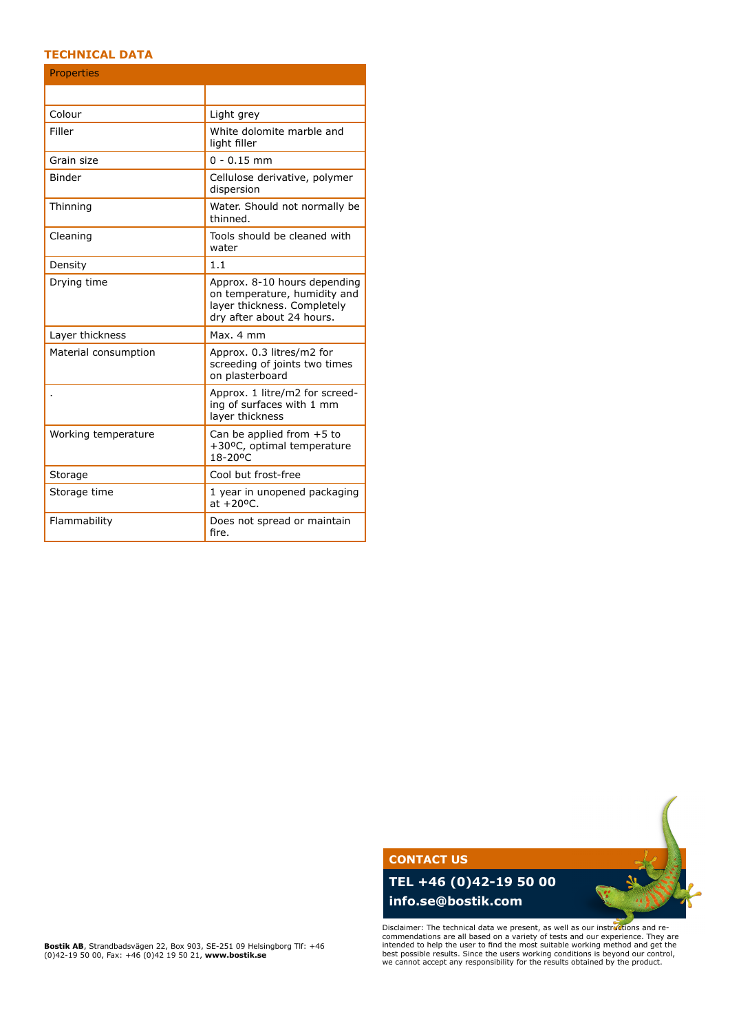## TECHNICAL DATA

| Properties | |
|---|---|
| | |
| Colour | Light grey |
| Filler | White dolomite marble and light filler |
| Grain size | 0 - 0.15 mm |
| Binder | Cellulose derivative, polymer dispersion |
| Thinning | Water. Should not normally be thinned. |
| Cleaning | Tools should be cleaned with water |
| Density | 1.1 |
| Drying time | Approx. 8-10 hours depending on temperature, humidity and layer thickness. Completely dry after about 24 hours. |
| Layer thickness | Max. 4 mm |
| Material consumption | Approx. 0.3 litres/m2 for screeding of joints two times on plasterboard |
| . | Approx. 1 litre/m2 for screed-ing of surfaces with 1 mm layer thickness |
| Working temperature | Can be applied from +5 to +30ºC, optimal temperature 18-20ºC |
| Storage | Cool but frost-free |
| Storage time | 1 year in unopened packaging at +20ºC. |
| Flammability | Does not spread or maintain fire. |

**CONTACT US**

**TEL +46 (0)42-19 50 00**

**info.se@bostik.com**

Disclaimer: The technical data we present, as well as our instructions and recommendations are all based on a variety of tests and our experience. They are intended to help the user to find the most suitable working method and get the best possible results. Since the users working conditions is beyond our control, we cannot accept any responsibility for the results obtained by the product.

**Bostik AB**, Strandbadsvägen 22, Box 903, SE-251 09 Helsingborg Tlf: +46 (0)42-19 50 00, Fax: +46 (0)42 19 50 21, **www.bostik.se**